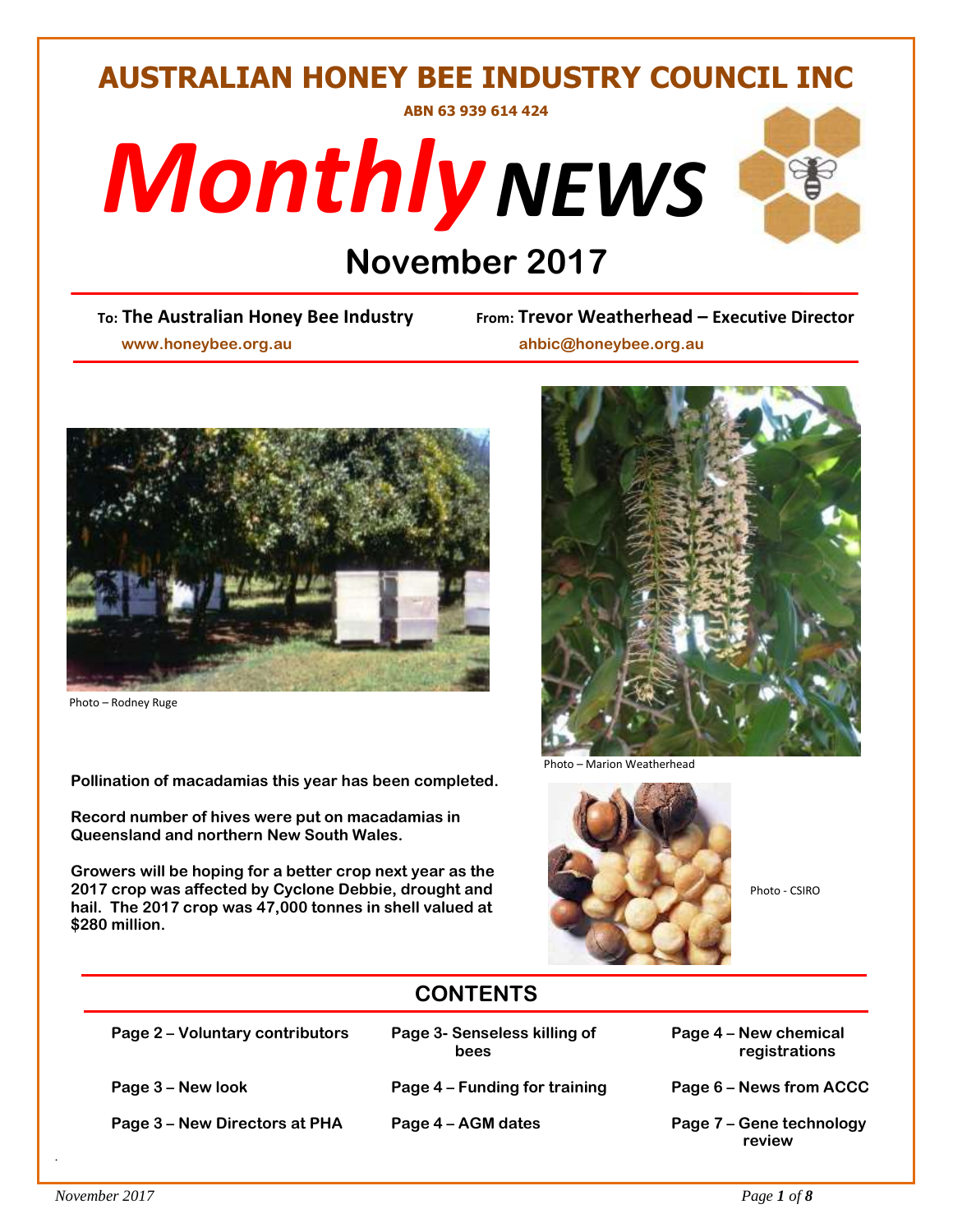# AUSTRALIAN HONEY BEE INDUSTRY COUNCIL INC

**ABN 63 939 614 424**

# *Monthly NEWS*

## November 2017

**To: The Australian Honey Bee Industry** — **From: Trevor Weatherhead – Executive Director**

www.honeybee.org.au — ahbic@honeybee.org.au

Photo – Rodney Ruge

Photo – Marion Weatherhead

Photo - CSIRO

**Pollination of macadamias this year has been completed.**

**Record number of hives were put on macadamias in Queensland and northern New South Wales.**

**Growers will be hoping for a better crop next year as the 2017 crop was affected by Cyclone Debbie, drought and hail. The 2017 crop was 47,000 tonnes in shell valued at $280 million.**

## CONTENTS

- Page 2 – Voluntary contributors
- Page 3 – New look
- Page 3 – New Directors at PHA
- Page 3 - Senseless killing of bees
- Page 4 – Funding for training
- Page 4 – AGM dates
- Page 4 – New chemical registrations
- Page 6 – News from ACCC
- Page 7 – Gene technology review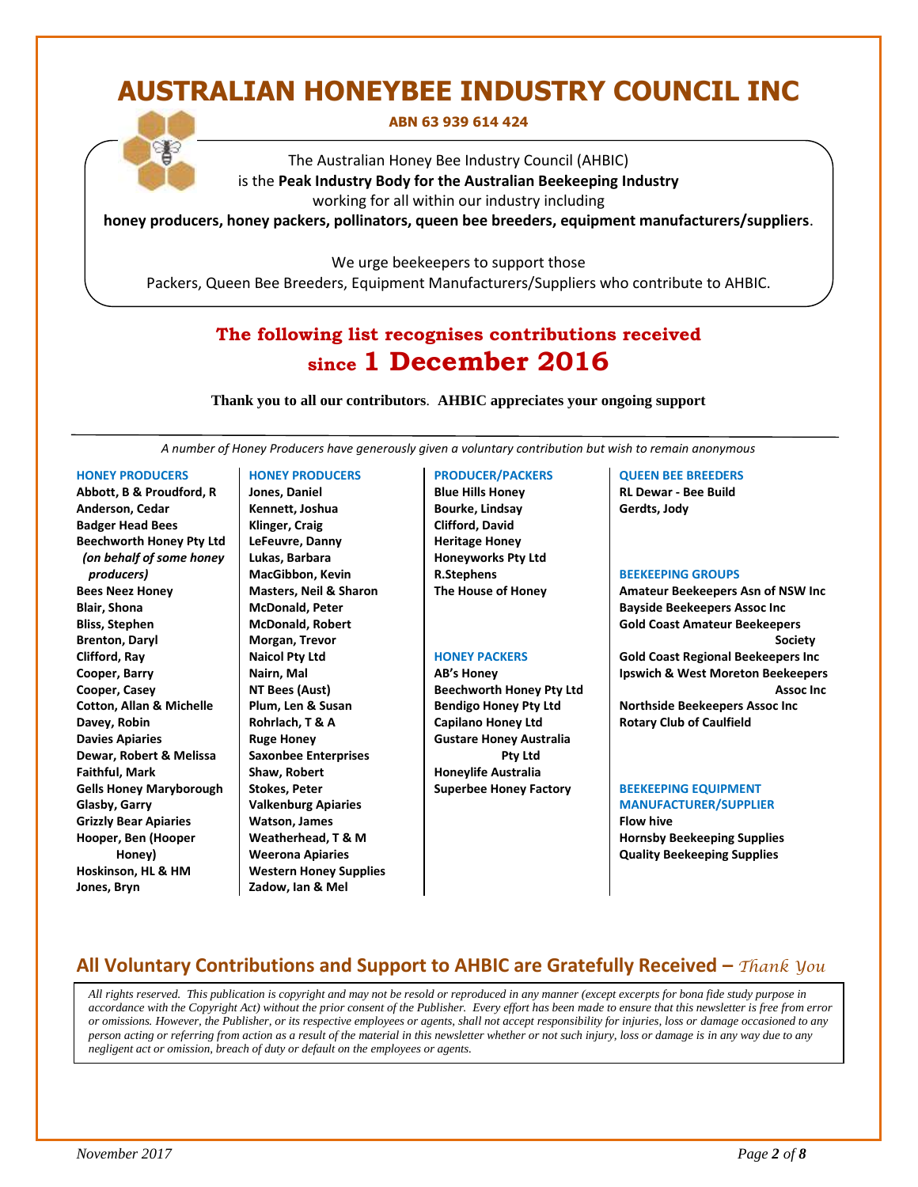# AUSTRALIAN HONEYBEE INDUSTRY COUNCIL INC

**ABN 63 939 614 424**

The Australian Honey Bee Industry Council (AHBIC)
is the **Peak Industry Body for the Australian Beekeeping Industry**
working for all within our industry including
**honey producers, honey packers, pollinators, queen bee breeders, equipment manufacturers/suppliers**.

We urge beekeepers to support those
Packers, Queen Bee Breeders, Equipment Manufacturers/Suppliers who contribute to AHBIC.

## The following list recognises contributions received since 1 December 2016

**Thank you to all our contributors**. **AHBIC appreciates your ongoing support**

*A number of Honey Producers have generously given a voluntary contribution but wish to remain anonymous*

### HONEY PRODUCERS

**Abbott, B & Proudford, R**
**Anderson, Cedar**
**Badger Head Bees**
**Beechworth Honey Pty Ltd** ***(on behalf of some honey producers)***
**Bees Neez Honey**
**Blair, Shona**
**Bliss, Stephen**
**Brenton, Daryl**
**Clifford, Ray**
**Cooper, Barry**
**Cooper, Casey**
**Cotton, Allan & Michelle**
**Davey, Robin**
**Davies Apiaries**
**Dewar, Robert & Melissa**
**Faithful, Mark**
**Gells Honey Maryborough**
**Glasby, Garry**
**Grizzly Bear Apiaries**
**Hooper, Ben (Hooper Honey)**
**Hoskinson, HL & HM**
**Jones, Bryn**

### HONEY PRODUCERS

**Jones, Daniel**
**Kennett, Joshua**
**Klinger, Craig**
**LeFeuvre, Danny**
**Lukas, Barbara**
**MacGibbon, Kevin**
**Masters, Neil & Sharon**
**McDonald, Peter**
**McDonald, Robert**
**Morgan, Trevor**
**Naicol Pty Ltd**
**Nairn, Mal**
**NT Bees (Aust)**
**Plum, Len & Susan**
**Rohrlach, T & A**
**Ruge Honey**
**Saxonbee Enterprises**
**Shaw, Robert**
**Stokes, Peter**
**Valkenburg Apiaries**
**Watson, James**
**Weatherhead, T & M**
**Weerona Apiaries**
**Western Honey Supplies**
**Zadow, Ian & Mel**

### PRODUCER/PACKERS

**Blue Hills Honey**
**Bourke, Lindsay**
**Clifford, David**
**Heritage Honey**
**Honeyworks Pty Ltd**
**R.Stephens**
**The House of Honey**

### HONEY PACKERS

**AB's Honey**
**Beechworth Honey Pty Ltd**
**Bendigo Honey Pty Ltd**
**Capilano Honey Ltd**
**Gustare Honey Australia Pty Ltd**
**Honeylife Australia**
**Superbee Honey Factory**

### QUEEN BEE BREEDERS

**RL Dewar - Bee Build**
**Gerdts, Jody**

### BEEKEEPING GROUPS

**Amateur Beekeepers Asn of NSW Inc**
**Bayside Beekeepers Assoc Inc**
**Gold Coast Amateur Beekeepers Society**
**Gold Coast Regional Beekeepers Inc**
**Ipswich & West Moreton Beekeepers Assoc Inc**
**Northside Beekeepers Assoc Inc**
**Rotary Club of Caulfield**

### BEEKEEPING EQUIPMENT MANUFACTURER/SUPPLIER

**Flow hive**
**Hornsby Beekeeping Supplies**
**Quality Beekeeping Supplies**

## All Voluntary Contributions and Support to AHBIC are Gratefully Received – *Thank You*

*All rights reserved. This publication is copyright and may not be resold or reproduced in any manner (except excerpts for bona fide study purpose in accordance with the Copyright Act) without the prior consent of the Publisher. Every effort has been made to ensure that this newsletter is free from error or omissions. However, the Publisher, or its respective employees or agents, shall not accept responsibility for injuries, loss or damage occasioned to any person acting or referring from action as a result of the material in this newsletter whether or not such injury, loss or damage is in any way due to any negligent act or omission, breach of duty or default on the employees or agents.*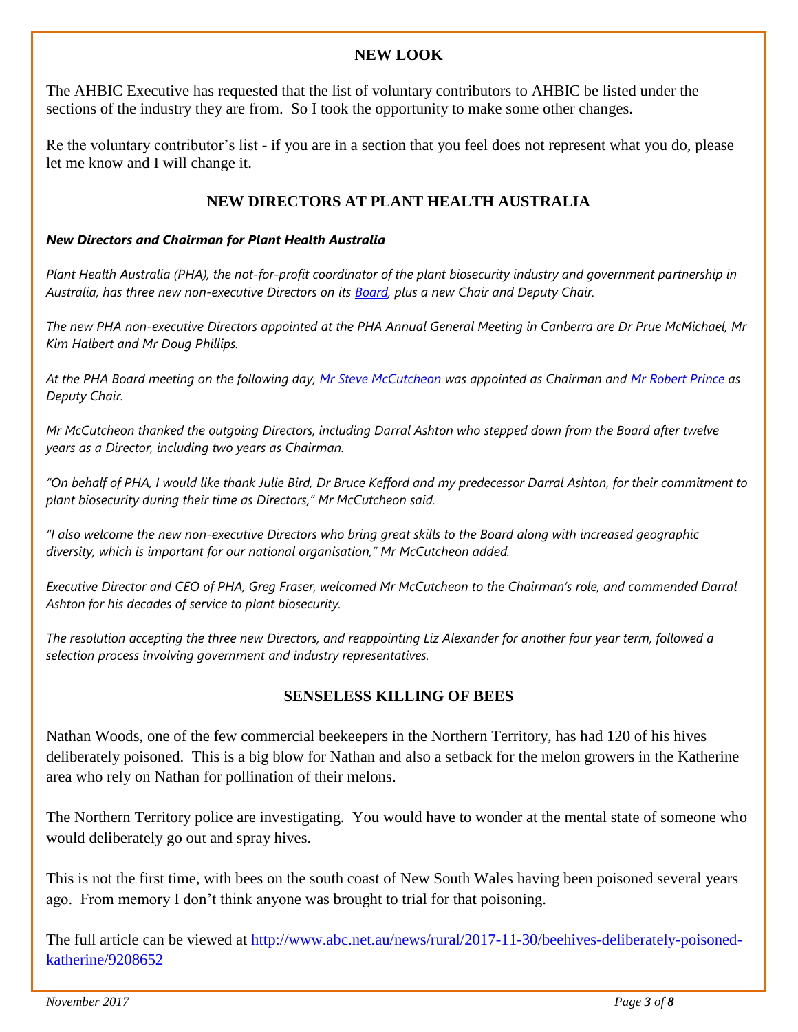## NEW LOOK

The AHBIC Executive has requested that the list of voluntary contributors to AHBIC be listed under the sections of the industry they are from. So I took the opportunity to make some other changes.

Re the voluntary contributor's list - if you are in a section that you feel does not represent what you do, please let me know and I will change it.

## NEW DIRECTORS AT PLANT HEALTH AUSTRALIA

***New Directors and Chairman for Plant Health Australia***

*Plant Health Australia (PHA), the not-for-profit coordinator of the plant biosecurity industry and government partnership in Australia, has three new non-executive Directors on its Board, plus a new Chair and Deputy Chair.*

*The new PHA non-executive Directors appointed at the PHA Annual General Meeting in Canberra are Dr Prue McMichael, Mr Kim Halbert and Mr Doug Phillips.*

*At the PHA Board meeting on the following day, Mr Steve McCutcheon was appointed as Chairman and Mr Robert Prince as Deputy Chair.*

*Mr McCutcheon thanked the outgoing Directors, including Darral Ashton who stepped down from the Board after twelve years as a Director, including two years as Chairman.*

*"On behalf of PHA, I would like thank Julie Bird, Dr Bruce Kefford and my predecessor Darral Ashton, for their commitment to plant biosecurity during their time as Directors," Mr McCutcheon said.*

*"I also welcome the new non-executive Directors who bring great skills to the Board along with increased geographic diversity, which is important for our national organisation," Mr McCutcheon added.*

*Executive Director and CEO of PHA, Greg Fraser, welcomed Mr McCutcheon to the Chairman's role, and commended Darral Ashton for his decades of service to plant biosecurity.*

*The resolution accepting the three new Directors, and reappointing Liz Alexander for another four year term, followed a selection process involving government and industry representatives.*

## SENSELESS KILLING OF BEES

Nathan Woods, one of the few commercial beekeepers in the Northern Territory, has had 120 of his hives deliberately poisoned. This is a big blow for Nathan and also a setback for the melon growers in the Katherine area who rely on Nathan for pollination of their melons.

The Northern Territory police are investigating. You would have to wonder at the mental state of someone who would deliberately go out and spray hives.

This is not the first time, with bees on the south coast of New South Wales having been poisoned several years ago. From memory I don't think anyone was brought to trial for that poisoning.

The full article can be viewed at http://www.abc.net.au/news/rural/2017-11-30/beehives-deliberately-poisoned-katherine/9208652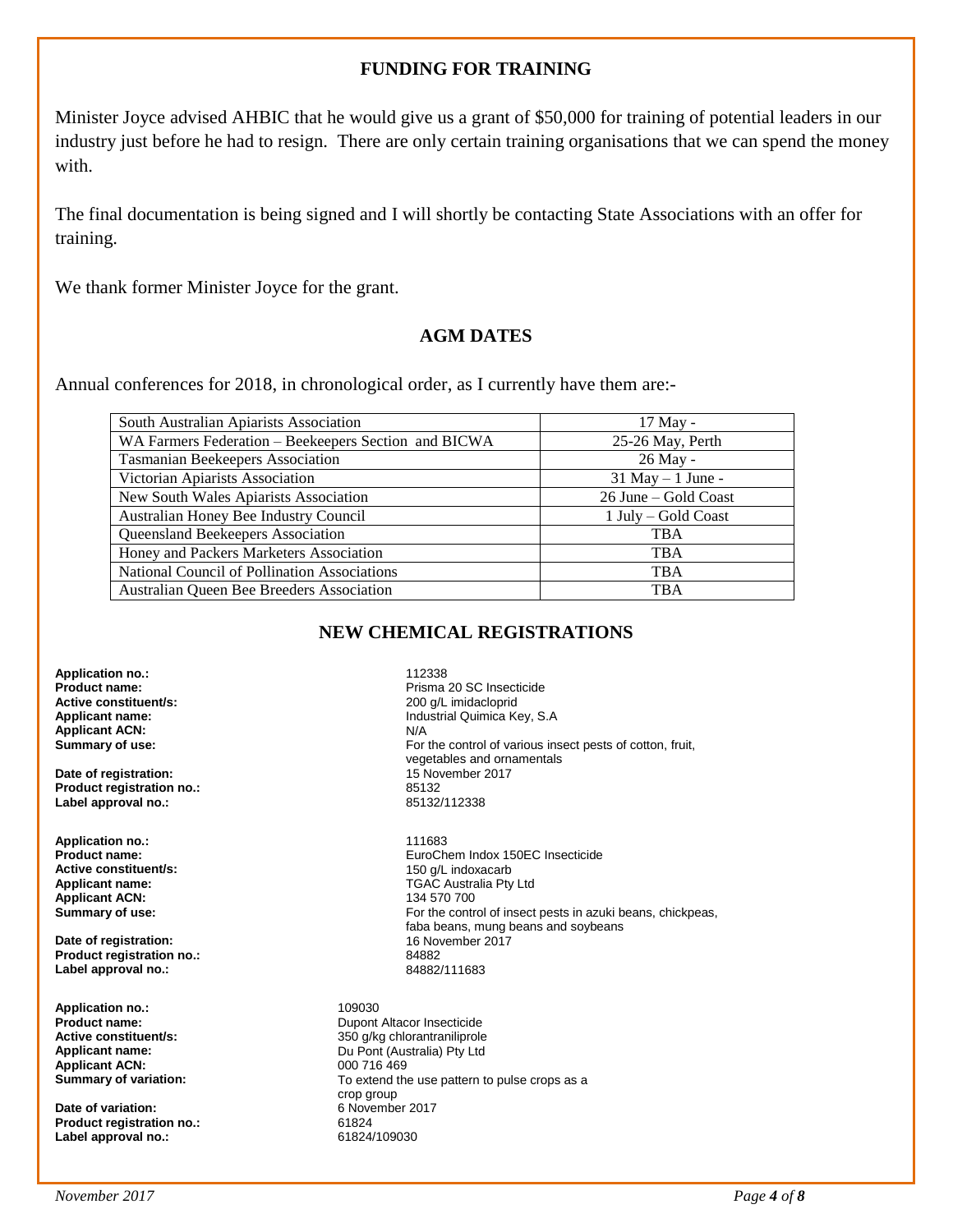## FUNDING FOR TRAINING

Minister Joyce advised AHBIC that he would give us a grant of $50,000 for training of potential leaders in our industry just before he had to resign. There are only certain training organisations that we can spend the money with.

The final documentation is being signed and I will shortly be contacting State Associations with an offer for training.

We thank former Minister Joyce for the grant.

## AGM DATES

Annual conferences for 2018, in chronological order, as I currently have them are:-

| | |
|---|---|
| South Australian Apiarists Association | 17 May - |
| WA Farmers Federation – Beekeepers Section and BICWA | 25-26 May, Perth |
| Tasmanian Beekeepers Association | 26 May - |
| Victorian Apiarists Association | 31 May – 1 June - |
| New South Wales Apiarists Association | 26 June – Gold Coast |
| Australian Honey Bee Industry Council | 1 July – Gold Coast |
| Queensland Beekeepers Association | TBA |
| Honey and Packers Marketers Association | TBA |
| National Council of Pollination Associations | TBA |
| Australian Queen Bee Breeders Association | TBA |

## NEW CHEMICAL REGISTRATIONS

**Application no.:** 112338
**Product name:** Prisma 20 SC Insecticide
**Active constituent/s:** 200 g/L imidacloprid
**Applicant name:** Industrial Quimica Key, S.A
**Applicant ACN:** N/A
**Summary of use:** For the control of various insect pests of cotton, fruit, vegetables and ornamentals
**Date of registration:** 15 November 2017
**Product registration no.:** 85132
**Label approval no.:** 85132/112338

**Application no.:** 111683
**Product name:** EuroChem Indox 150EC Insecticide
**Active constituent/s:** 150 g/L indoxacarb
**Applicant name:** TGAC Australia Pty Ltd
**Applicant ACN:** 134 570 700
**Summary of use:** For the control of insect pests in azuki beans, chickpeas, faba beans, mung beans and soybeans
**Date of registration:** 16 November 2017
**Product registration no.:** 84882
**Label approval no.:** 84882/111683

**Application no.:** 109030
**Product name:** Dupont Altacor Insecticide
**Active constituent/s:** 350 g/kg chlorantraniliprole
**Applicant name:** Du Pont (Australia) Pty Ltd
**Applicant ACN:** 000 716 469
**Summary of variation:** To extend the use pattern to pulse crops as a crop group
**Date of variation:** 6 November 2017
**Product registration no.:** 61824
**Label approval no.:** 61824/109030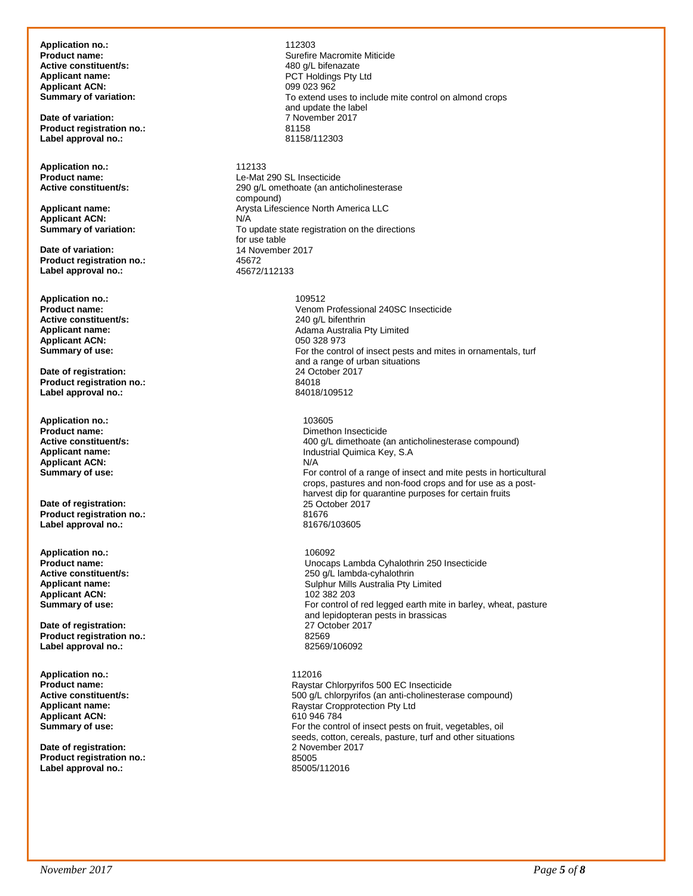**Application no.:** 112303
**Product name:** Surefire Macromite Miticide
**Active constituent/s:** 480 g/L bifenazate
**Applicant name:** PCT Holdings Pty Ltd
**Applicant ACN:** 099 023 962
**Summary of variation:** To extend uses to include mite control on almond crops and update the label
**Date of variation:** 7 November 2017
**Product registration no.:** 81158
**Label approval no.:** 81158/112303

**Application no.:** 112133
**Product name:** Le-Mat 290 SL Insecticide
**Active constituent/s:** 290 g/L omethoate (an anticholinesterase compound)
**Applicant name:** Arysta Lifescience North America LLC
**Applicant ACN:** N/A
**Summary of variation:** To update state registration on the directions for use table
**Date of variation:** 14 November 2017
**Product registration no.:** 45672
**Label approval no.:** 45672/112133

**Application no.:** 109512
**Product name:** Venom Professional 240SC Insecticide
**Active constituent/s:** 240 g/L bifenthrin
**Applicant name:** Adama Australia Pty Limited
**Applicant ACN:** 050 328 973
**Summary of use:** For the control of insect pests and mites in ornamentals, turf and a range of urban situations
**Date of registration:** 24 October 2017
**Product registration no.:** 84018
**Label approval no.:** 84018/109512

**Application no.:** 103605
**Product name:** Dimethon Insecticide
**Active constituent/s:** 400 g/L dimethoate (an anticholinesterase compound)
**Applicant name:** Industrial Quimica Key, S.A
**Applicant ACN:** N/A
**Summary of use:** For control of a range of insect and mite pests in horticultural crops, pastures and non-food crops and for use as a post-harvest dip for quarantine purposes for certain fruits
**Date of registration:** 25 October 2017
**Product registration no.:** 81676
**Label approval no.:** 81676/103605

**Application no.:** 106092
**Product name:** Unocaps Lambda Cyhalothrin 250 Insecticide
**Active constituent/s:** 250 g/L lambda-cyhalothrin
**Applicant name:** Sulphur Mills Australia Pty Limited
**Applicant ACN:** 102 382 203
**Summary of use:** For control of red legged earth mite in barley, wheat, pasture and lepidopteran pests in brassicas
**Date of registration:** 27 October 2017
**Product registration no.:** 82569
**Label approval no.:** 82569/106092

**Application no.:** 112016
**Product name:** Raystar Chlorpyrifos 500 EC Insecticide
**Active constituent/s:** 500 g/L chlorpyrifos (an anti-cholinesterase compound)
**Applicant name:** Raystar Cropprotection Pty Ltd
**Applicant ACN:** 610 946 784
**Summary of use:** For the control of insect pests on fruit, vegetables, oil seeds, cotton, cereals, pasture, turf and other situations
**Date of registration:** 2 November 2017
**Product registration no.:** 85005
**Label approval no.:** 85005/112016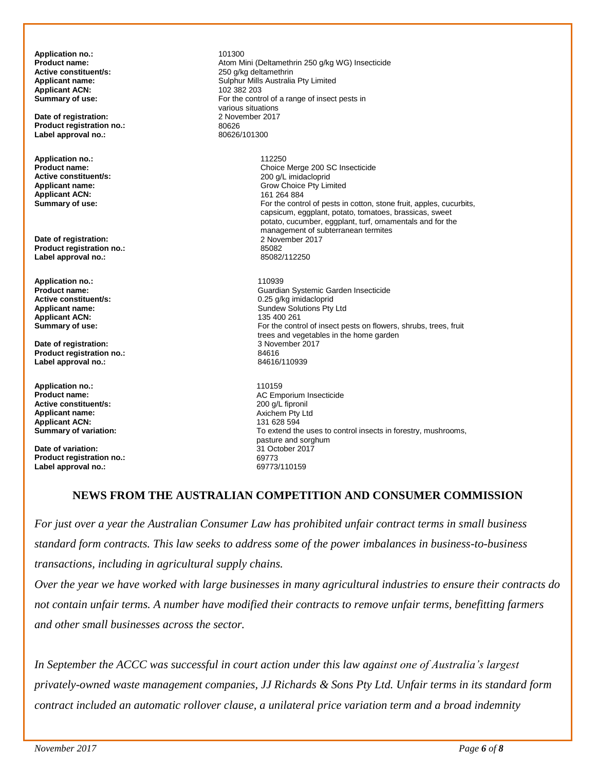**Application no.:** 101300
**Product name:** Atom Mini (Deltamethrin 250 g/kg WG) Insecticide
**Active constituent/s:** 250 g/kg deltamethrin
**Applicant name:** Sulphur Mills Australia Pty Limited
**Applicant ACN:** 102 382 203
**Summary of use:** For the control of a range of insect pests in various situations
**Date of registration:** 2 November 2017
**Product registration no.:** 80626
**Label approval no.:** 80626/101300

**Application no.:** 112250
**Product name:** Choice Merge 200 SC Insecticide
**Active constituent/s:** 200 g/L imidacloprid
**Applicant name:** Grow Choice Pty Limited
**Applicant ACN:** 161 264 884
**Summary of use:** For the control of pests in cotton, stone fruit, apples, cucurbits, capsicum, eggplant, potato, tomatoes, brassicas, sweet potato, cucumber, eggplant, turf, ornamentals and for the management of subterranean termites
**Date of registration:** 2 November 2017
**Product registration no.:** 85082
**Label approval no.:** 85082/112250

**Application no.:** 110939
**Product name:** Guardian Systemic Garden Insecticide
**Active constituent/s:** 0.25 g/kg imidacloprid
**Applicant name:** Sundew Solutions Pty Ltd
**Applicant ACN:** 135 400 261
**Summary of use:** For the control of insect pests on flowers, shrubs, trees, fruit trees and vegetables in the home garden
**Date of registration:** 3 November 2017
**Product registration no.:** 84616
**Label approval no.:** 84616/110939

**Application no.:** 110159
**Product name:** AC Emporium Insecticide
**Active constituent/s:** 200 g/L fipronil
**Applicant name:** Axichem Pty Ltd
**Applicant ACN:** 131 628 594
**Summary of variation:** To extend the uses to control insects in forestry, mushrooms, pasture and sorghum
**Date of variation:** 31 October 2017
**Product registration no.:** 69773
**Label approval no.:** 69773/110159

## NEWS FROM THE AUSTRALIAN COMPETITION AND CONSUMER COMMISSION

*For just over a year the Australian Consumer Law has prohibited unfair contract terms in small business standard form contracts. This law seeks to address some of the power imbalances in business-to-business transactions, including in agricultural supply chains.*

*Over the year we have worked with large businesses in many agricultural industries to ensure their contracts do not contain unfair terms. A number have modified their contracts to remove unfair terms, benefitting farmers and other small businesses across the sector.*

*In September the ACCC was successful in court action under this law against one of Australia's largest privately-owned waste management companies, JJ Richards & Sons Pty Ltd. Unfair terms in its standard form contract included an automatic rollover clause, a unilateral price variation term and a broad indemnity*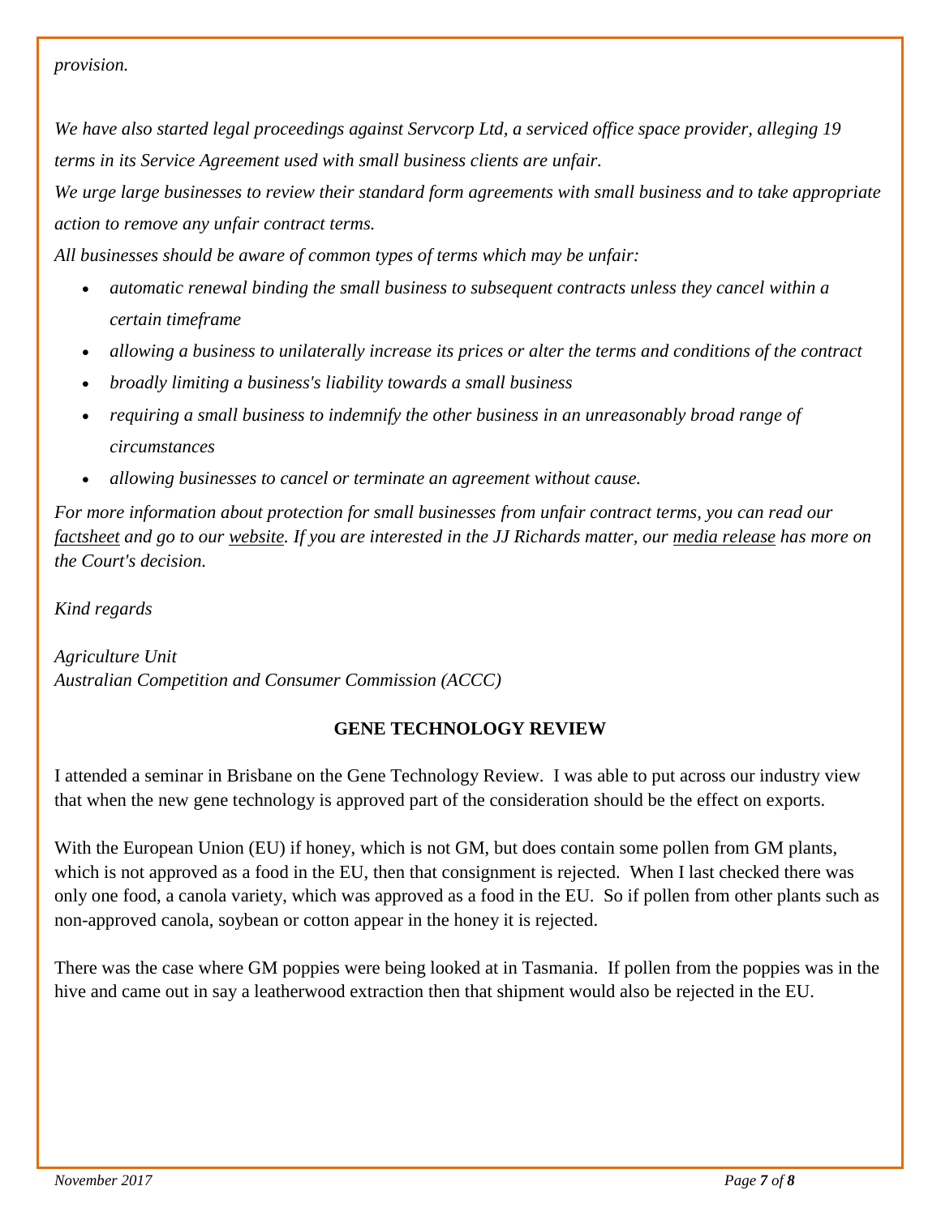*provision.*

*We have also started legal proceedings against Servcorp Ltd, a serviced office space provider, alleging 19 terms in its Service Agreement used with small business clients are unfair.*

*We urge large businesses to review their standard form agreements with small business and to take appropriate action to remove any unfair contract terms.*

*All businesses should be aware of common types of terms which may be unfair:*

- *automatic renewal binding the small business to subsequent contracts unless they cancel within a certain timeframe*
- *allowing a business to unilaterally increase its prices or alter the terms and conditions of the contract*
- *broadly limiting a business's liability towards a small business*
- *requiring a small business to indemnify the other business in an unreasonably broad range of circumstances*
- *allowing businesses to cancel or terminate an agreement without cause.*

*For more information about protection for small businesses from unfair contract terms, you can read our factsheet and go to our website. If you are interested in the JJ Richards matter, our media release has more on the Court's decision.*

*Kind regards*

*Agriculture Unit*
*Australian Competition and Consumer Commission (ACCC)*

## GENE TECHNOLOGY REVIEW

I attended a seminar in Brisbane on the Gene Technology Review. I was able to put across our industry view that when the new gene technology is approved part of the consideration should be the effect on exports.

With the European Union (EU) if honey, which is not GM, but does contain some pollen from GM plants, which is not approved as a food in the EU, then that consignment is rejected. When I last checked there was only one food, a canola variety, which was approved as a food in the EU. So if pollen from other plants such as non-approved canola, soybean or cotton appear in the honey it is rejected.

There was the case where GM poppies were being looked at in Tasmania. If pollen from the poppies was in the hive and came out in say a leatherwood extraction then that shipment would also be rejected in the EU.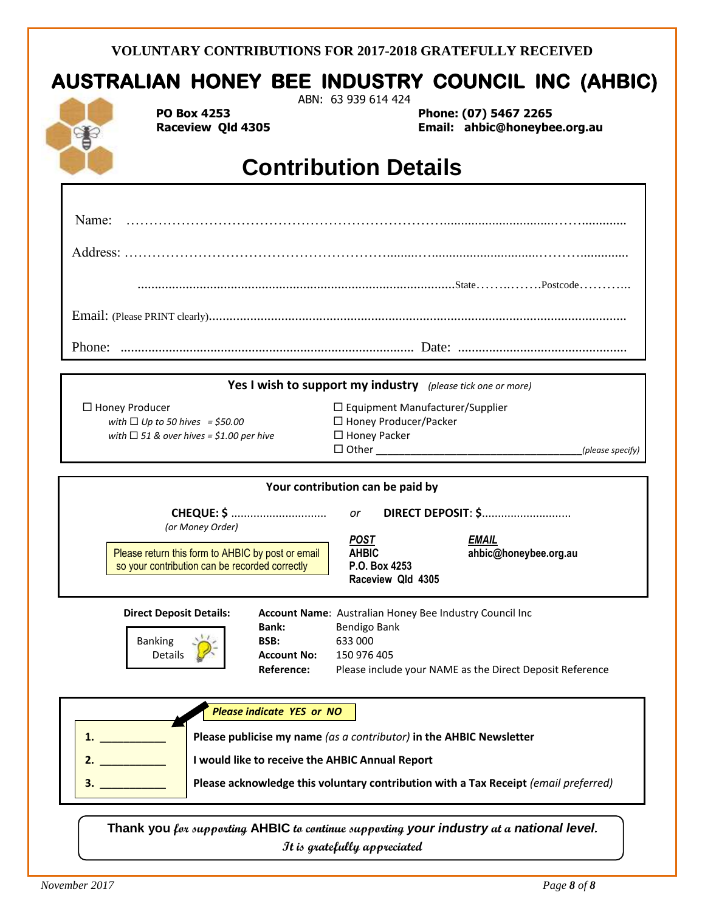**VOLUNTARY CONTRIBUTIONS FOR 2017-2018 GRATEFULLY RECEIVED**

# AUSTRALIAN HONEY BEE INDUSTRY COUNCIL INC (AHBIC)

ABN: 63 939 614 424

**PO Box 4253**
**Raceview Qld 4305**

**Phone: (07) 5467 2265**
**Email: ahbic@honeybee.org.au**

## Contribution Details

Name: ……………………………………………………………………………………………

Address: ……………………………………………………………………………………………

……………………………………………………………………………………State……………Postcode…………

Email: (Please PRINT clearly)……………………………………………………………………………

Phone: …………………………………………………………… Date: ……………………………………

**Yes I wish to support my industry** *(please tick one or more)*

- ☐ Honey Producer
  - *with ☐ Up to 50 hives = $50.00*
  - *with ☐ 51 & over hives = $1.00 per hive*
- ☐ Equipment Manufacturer/Supplier
- ☐ Honey Producer/Packer
- ☐ Honey Packer
- ☐ Other ___________________________________ *(please specify)*

**Your contribution can be paid by**

**CHEQUE: $** ……………………… *or* **DIRECT DEPOSIT: $**………………………

*(or Money Order)*

Please return this form to AHBIC by post or email so your contribution can be recorded correctly

***POST***
**AHBIC**
**P.O. Box 4253**
**Raceview Qld 4305**

***EMAIL***
**ahbic@honeybee.org.au**

**Direct Deposit Details:**

Banking Details

| | |
|---|---|
| **Account Name**: | Australian Honey Bee Industry Council Inc |
| **Bank:** | Bendigo Bank |
| **BSB:** | 633 000 |
| **Account No:** | 150 976 405 |
| **Reference:** | Please include your NAME as the Direct Deposit Reference |

***Please indicate YES or NO***

1. __________ **Please publicise my name** *(as a contributor)* **in the AHBIC Newsletter**
2. __________ **I would like to receive the AHBIC Annual Report**
3. __________ **Please acknowledge this voluntary contribution with a Tax Receipt** *(email preferred)*

**Thank you** *for supporting* **AHBIC** *to continue supporting* ***your industry*** *at a* ***national level.***
*It is gratefully appreciated*

*November 2017*